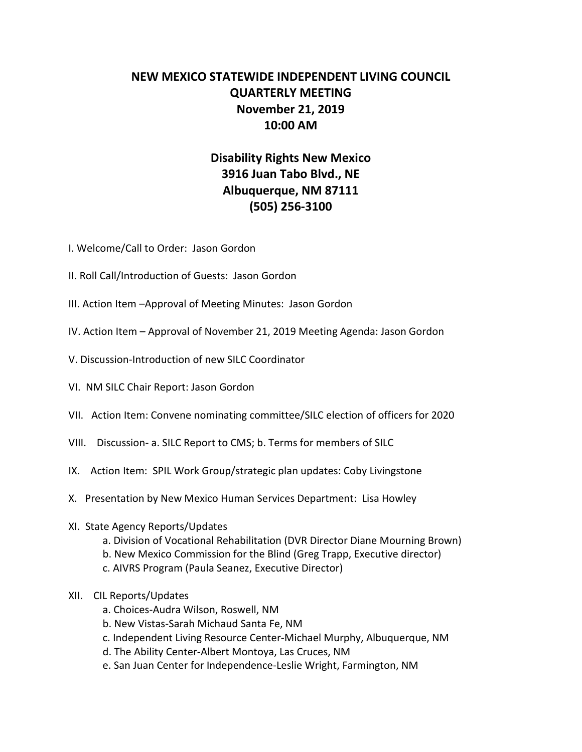# NEW MEXICO STATEWIDE INDEPENDENT LIVING COUNCIL
# QUARTERLY MEETING
# November 21, 2019
# 10:00 AM

## Disability Rights New Mexico
## 3916 Juan Tabo Blvd., NE
## Albuquerque, NM 87111
## (505) 256-3100

I. Welcome/Call to Order: Jason Gordon

II. Roll Call/Introduction of Guests: Jason Gordon

III. Action Item –Approval of Meeting Minutes: Jason Gordon

IV. Action Item – Approval of November 21, 2019 Meeting Agenda: Jason Gordon

V. Discussion-Introduction of new SILC Coordinator

VI. NM SILC Chair Report: Jason Gordon

VII. Action Item: Convene nominating committee/SILC election of officers for 2020

VIII. Discussion- a. SILC Report to CMS; b. Terms for members of SILC

IX. Action Item: SPIL Work Group/strategic plan updates: Coby Livingstone

X. Presentation by New Mexico Human Services Department: Lisa Howley

XI. State Agency Reports/Updates

- a. Division of Vocational Rehabilitation (DVR Director Diane Mourning Brown)
- b. New Mexico Commission for the Blind (Greg Trapp, Executive director)
- c. AIVRS Program (Paula Seanez, Executive Director)

XII. CIL Reports/Updates

- a. Choices-Audra Wilson, Roswell, NM
- b. New Vistas-Sarah Michaud Santa Fe, NM
- c. Independent Living Resource Center-Michael Murphy, Albuquerque, NM
- d. The Ability Center-Albert Montoya, Las Cruces, NM
- e. San Juan Center for Independence-Leslie Wright, Farmington, NM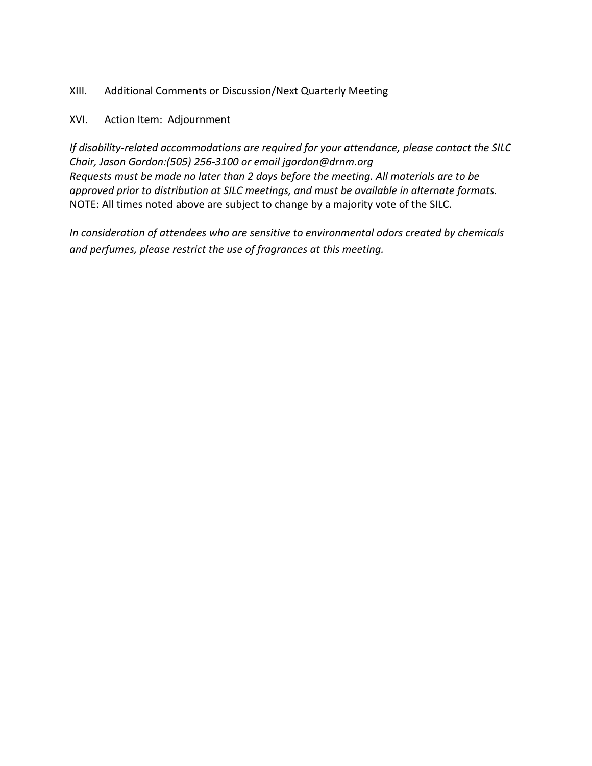XIII. Additional Comments or Discussion/Next Quarterly Meeting

XVI. Action Item: Adjournment

*If disability-related accommodations are required for your attendance, please contact the SILC Chair, Jason Gordon:(505) 256-3100 or email jgordon@drnm.org*
*Requests must be made no later than 2 days before the meeting. All materials are to be approved prior to distribution at SILC meetings, and must be available in alternate formats.*
NOTE: All times noted above are subject to change by a majority vote of the SILC.

*In consideration of attendees who are sensitive to environmental odors created by chemicals and perfumes, please restrict the use of fragrances at this meeting.*